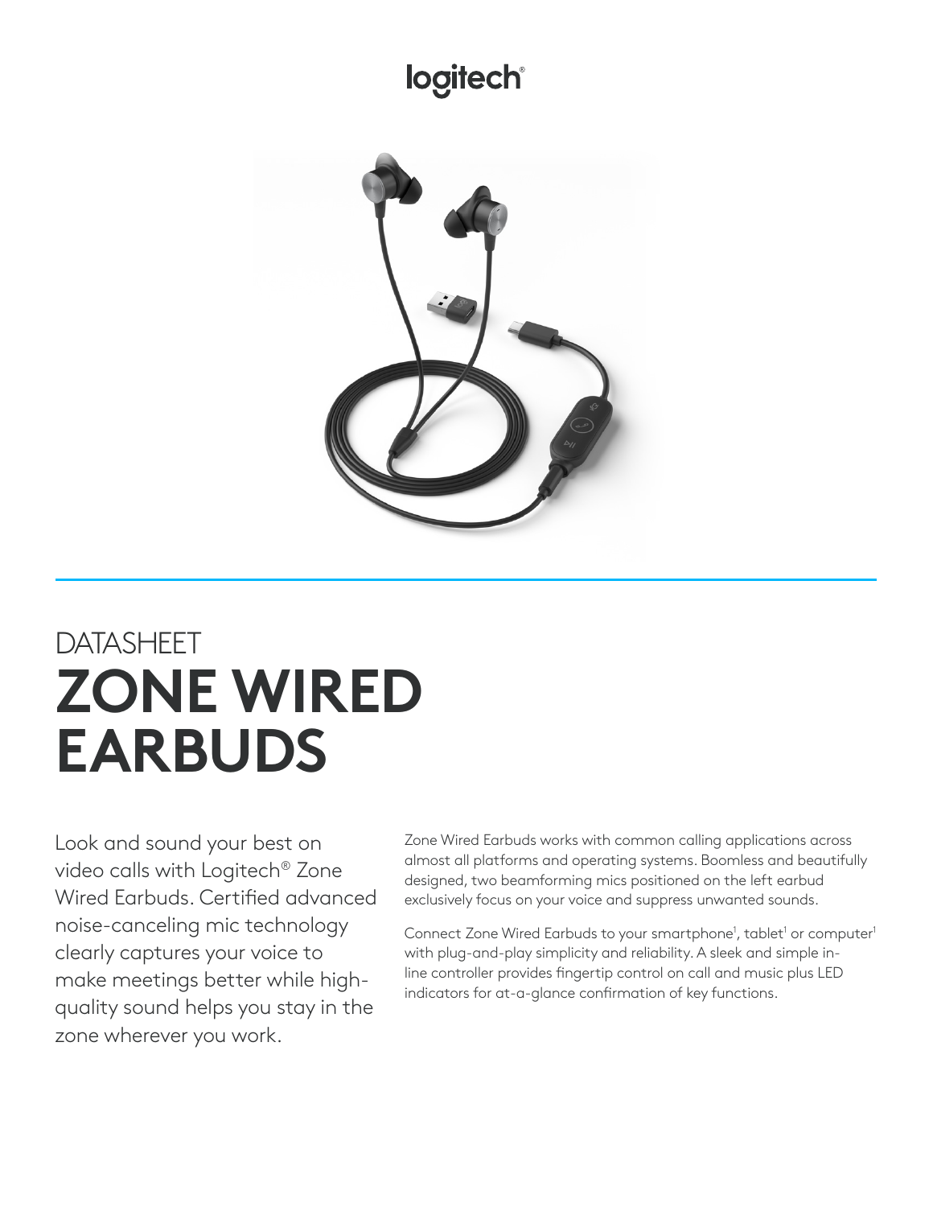logitech®

DATASHEET

# ZONE WIRED EARBUDS

Look and sound your best on video calls with Logitech® Zone Wired Earbuds. Certified advanced noise-canceling mic technology clearly captures your voice to make meetings better while high-quality sound helps you stay in the zone wherever you work.

Zone Wired Earbuds works with common calling applications across almost all platforms and operating systems. Boomless and beautifully designed, two beamforming mics positioned on the left earbud exclusively focus on your voice and suppress unwanted sounds.

Connect Zone Wired Earbuds to your smartphone[1], tablet[1] or computer[1] with plug-and-play simplicity and reliability. A sleek and simple in-line controller provides fingertip control on call and music plus LED indicators for at-a-glance confirmation of key functions.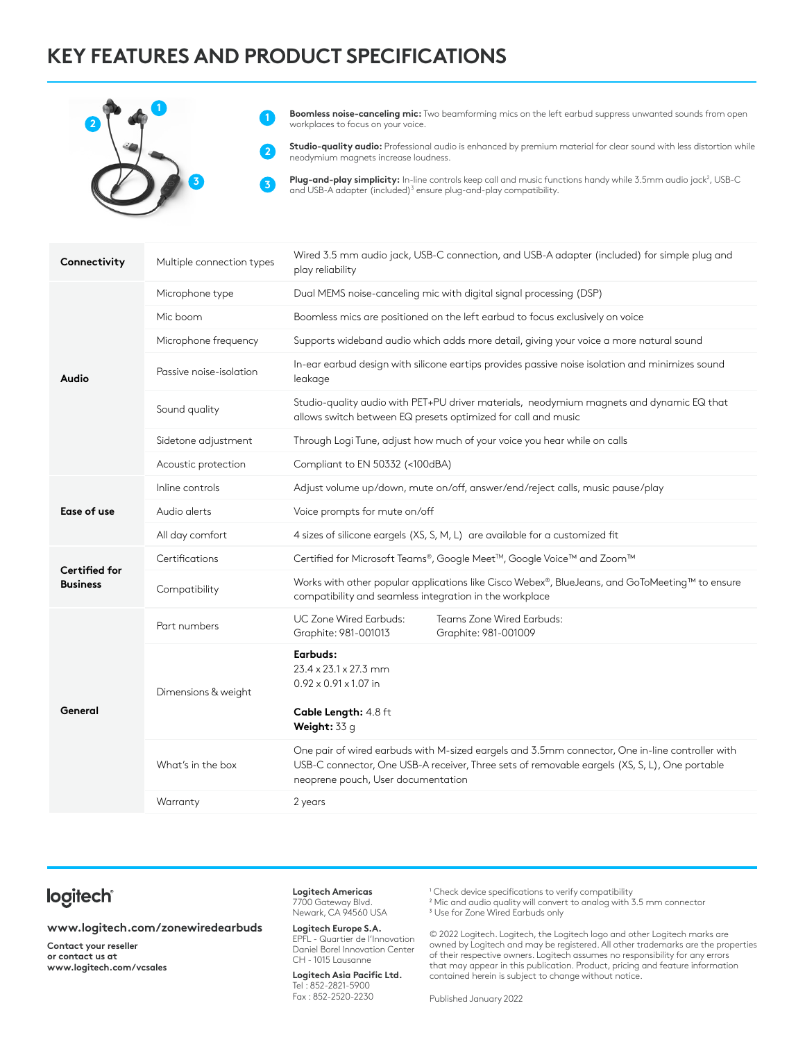# KEY FEATURES AND PRODUCT SPECIFICATIONS

1. **Boomless noise-canceling mic:** Two beamforming mics on the left earbud suppress unwanted sounds from open workplaces to focus on your voice.
2. **Studio-quality audio:** Professional audio is enhanced by premium material for clear sound with less distortion while neodymium magnets increase loudness.
3. **Plug-and-play simplicity:** In-line controls keep call and music functions handy while 3.5mm audio jack[2], USB-C and USB-A adapter (included)[3] ensure plug-and-play compatibility.

| | | |
|---|---|---|
| **Connectivity** | Multiple connection types | Wired 3.5 mm audio jack, USB-C connection, and USB-A adapter (included) for simple plug and play reliability |
| **Audio** | Microphone type | Dual MEMS noise-canceling mic with digital signal processing (DSP) |
| | Mic boom | Boomless mics are positioned on the left earbud to focus exclusively on voice |
| | Microphone frequency | Supports wideband audio which adds more detail, giving your voice a more natural sound |
| | Passive noise-isolation | In-ear earbud design with silicone eartips provides passive noise isolation and minimizes sound leakage |
| | Sound quality | Studio-quality audio with PET+PU driver materials, neodymium magnets and dynamic EQ that allows switch between EQ presets optimized for call and music |
| | Sidetone adjustment | Through Logi Tune, adjust how much of your voice you hear while on calls |
| | Acoustic protection | Compliant to EN 50332 (<100dBA) |
| **Ease of use** | Inline controls | Adjust volume up/down, mute on/off, answer/end/reject calls, music pause/play |
| | Audio alerts | Voice prompts for mute on/off |
| | All day comfort | 4 sizes of silicone eargels (XS, S, M, L) are available for a customized fit |
| **Certified for Business** | Certifications | Certified for Microsoft Teams®, Google Meet™, Google Voice™ and Zoom™ |
| | Compatibility | Works with other popular applications like Cisco Webex®, BlueJeans, and GoToMeeting™ to ensure compatibility and seamless integration in the workplace |
| **General** | Part numbers | UC Zone Wired Earbuds: Graphite: 981-001013<br>Teams Zone Wired Earbuds: Graphite: 981-001009 |
| | Dimensions & weight | **Earbuds:** 23.4 x 23.1 x 27.3 mm 0.92 x 0.91 x 1.07 in<br>**Cable Length:** 4.8 ft<br>**Weight:** 33 g |
| | What's in the box | One pair of wired earbuds with M-sized eargels and 3.5mm connector, One in-line controller with USB-C connector, One USB-A receiver, Three sets of removable eargels (XS, S, L), One portable neoprene pouch, User documentation |
| | Warranty | 2 years |

logitech

**www.logitech.com/zonewiredearbuds**

**Contact your reseller or contact us at www.logitech.com/vcsales**

**Logitech Americas**
7700 Gateway Blvd.
Newark, CA 94560 USA

**Logitech Europe S.A.**
EPFL - Quartier de l'Innovation
Daniel Borel Innovation Center
CH - 1015 Lausanne

**Logitech Asia Pacific Ltd.**
Tel : 852-2821-5900
Fax : 852-2520-2230

[1] Check device specifications to verify compatibility
[2] Mic and audio quality will convert to analog with 3.5 mm connector
[3] Use for Zone Wired Earbuds only

© 2022 Logitech. Logitech, the Logitech logo and other Logitech marks are owned by Logitech and may be registered. All other trademarks are the properties of their respective owners. Logitech assumes no responsibility for any errors that may appear in this publication. Product, pricing and feature information contained herein is subject to change without notice.

Published January 2022